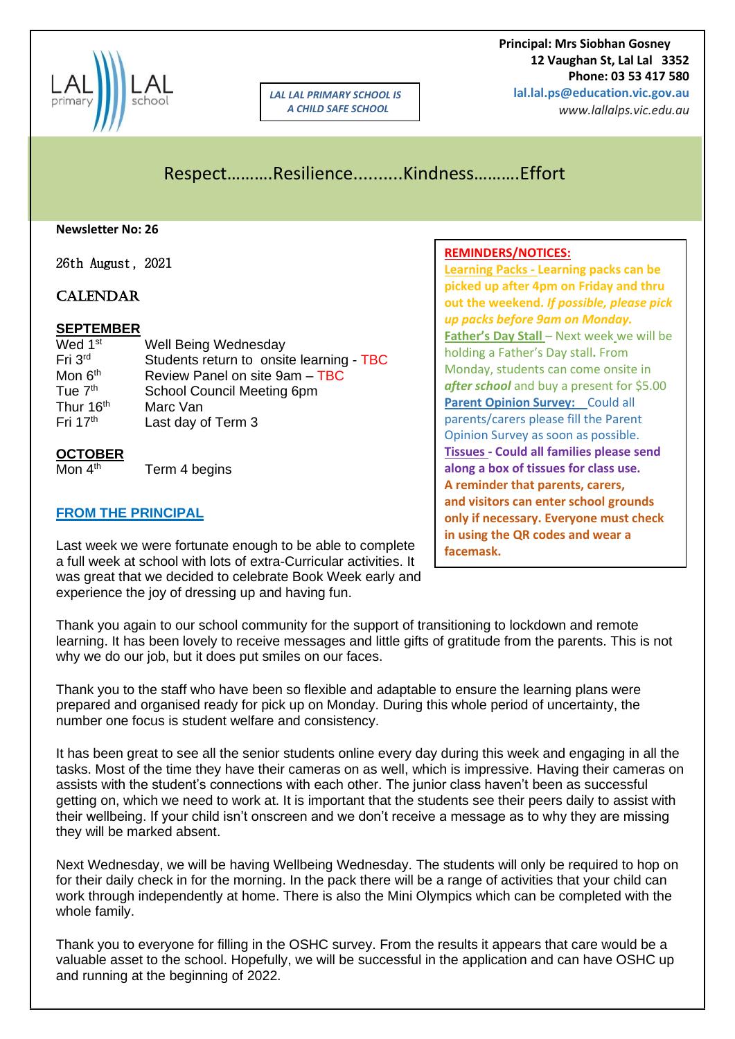LAL LAL primary school

**LAL LAL PRIMARY SCHOOL IS A CHILD SAFE SCHOOL**

**Principal: Mrs Siobhan Gosney**
**12 Vaughan St, Lal Lal 3352**
**Phone: 03 53 417 580**
**lal.lal.ps@education.vic.gov.au**
*www.lallalps.vic.edu.au*

## Respect……….Resilience..........Kindness……….Effort

**Newsletter No: 26**

26th August, 2021

## CALENDAR

### SEPTEMBER

| | |
|---|---|
| Wed 1st | Well Being Wednesday |
| Fri 3rd | Students return to onsite learning - TBC |
| Mon 6th | Review Panel on site 9am – TBC |
| Tue 7th | School Council Meeting 6pm |
| Thur 16th | Marc Van |
| Fri 17th | Last day of Term 3 |

### OCTOBER

| | |
|---|---|
| Mon 4th | Term 4 begins |

**REMINDERS/NOTICES:**

**Learning Packs - Learning packs can be picked up after 4pm on Friday and thru out the weekend. *If possible, please pick up packs before 9am on Monday.***

**Father's Day Stall** – Next week we will be holding a Father's Day stall. From Monday, students can come onsite in ***after school*** and buy a present for $5.00

**Parent Opinion Survey:** Could all parents/carers please fill the Parent Opinion Survey as soon as possible.

**Tissues - Could all families please send along a box of tissues for class use.**

**A reminder that parents, carers, and visitors can enter school grounds only if necessary. Everyone must check in using the QR codes and wear a facemask.**

## FROM THE PRINCIPAL

Last week we were fortunate enough to be able to complete a full week at school with lots of extra-Curricular activities. It was great that we decided to celebrate Book Week early and experience the joy of dressing up and having fun.

Thank you again to our school community for the support of transitioning to lockdown and remote learning. It has been lovely to receive messages and little gifts of gratitude from the parents. This is not why we do our job, but it does put smiles on our faces.

Thank you to the staff who have been so flexible and adaptable to ensure the learning plans were prepared and organised ready for pick up on Monday. During this whole period of uncertainty, the number one focus is student welfare and consistency.

It has been great to see all the senior students online every day during this week and engaging in all the tasks. Most of the time they have their cameras on as well, which is impressive. Having their cameras on assists with the student's connections with each other. The junior class haven't been as successful getting on, which we need to work at. It is important that the students see their peers daily to assist with their wellbeing. If your child isn't onscreen and we don't receive a message as to why they are missing they will be marked absent.

Next Wednesday, we will be having Wellbeing Wednesday. The students will only be required to hop on for their daily check in for the morning. In the pack there will be a range of activities that your child can work through independently at home. There is also the Mini Olympics which can be completed with the whole family.

Thank you to everyone for filling in the OSHC survey. From the results it appears that care would be a valuable asset to the school. Hopefully, we will be successful in the application and can have OSHC up and running at the beginning of 2022.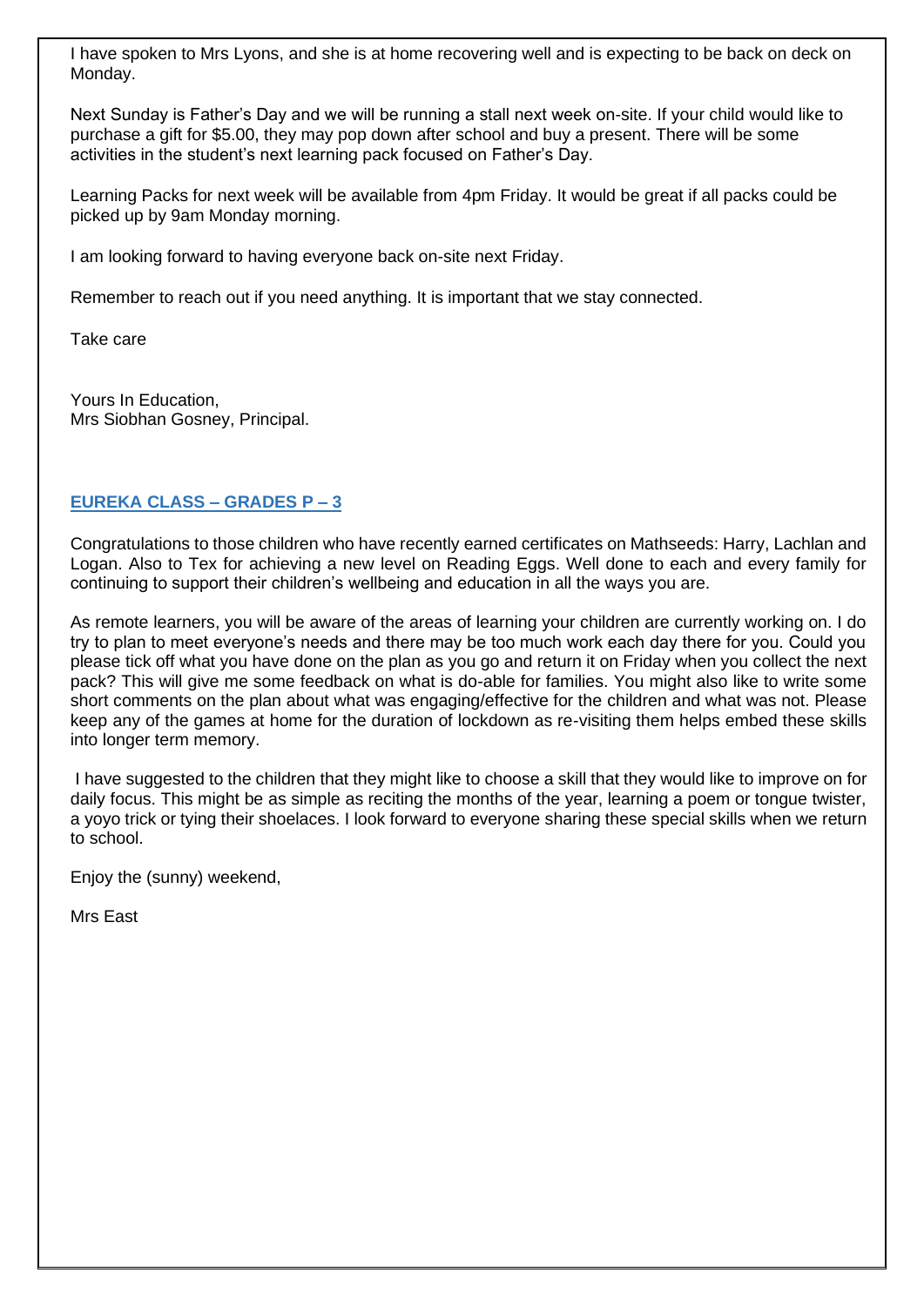I have spoken to Mrs Lyons, and she is at home recovering well and is expecting to be back on deck on Monday.

Next Sunday is Father's Day and we will be running a stall next week on-site. If your child would like to purchase a gift for $5.00, they may pop down after school and buy a present. There will be some activities in the student's next learning pack focused on Father's Day.

Learning Packs for next week will be available from 4pm Friday. It would be great if all packs could be picked up by 9am Monday morning.

I am looking forward to having everyone back on-site next Friday.

Remember to reach out if you need anything. It is important that we stay connected.

Take care

Yours In Education,
Mrs Siobhan Gosney, Principal.

## EUREKA CLASS – GRADES P – 3

Congratulations to those children who have recently earned certificates on Mathseeds: Harry, Lachlan and Logan. Also to Tex for achieving a new level on Reading Eggs. Well done to each and every family for continuing to support their children's wellbeing and education in all the ways you are.

As remote learners, you will be aware of the areas of learning your children are currently working on. I do try to plan to meet everyone's needs and there may be too much work each day there for you. Could you please tick off what you have done on the plan as you go and return it on Friday when you collect the next pack? This will give me some feedback on what is do-able for families. You might also like to write some short comments on the plan about what was engaging/effective for the children and what was not. Please keep any of the games at home for the duration of lockdown as re-visiting them helps embed these skills into longer term memory.

I have suggested to the children that they might like to choose a skill that they would like to improve on for daily focus. This might be as simple as reciting the months of the year, learning a poem or tongue twister, a yoyo trick or tying their shoelaces. I look forward to everyone sharing these special skills when we return to school.

Enjoy the (sunny) weekend,

Mrs East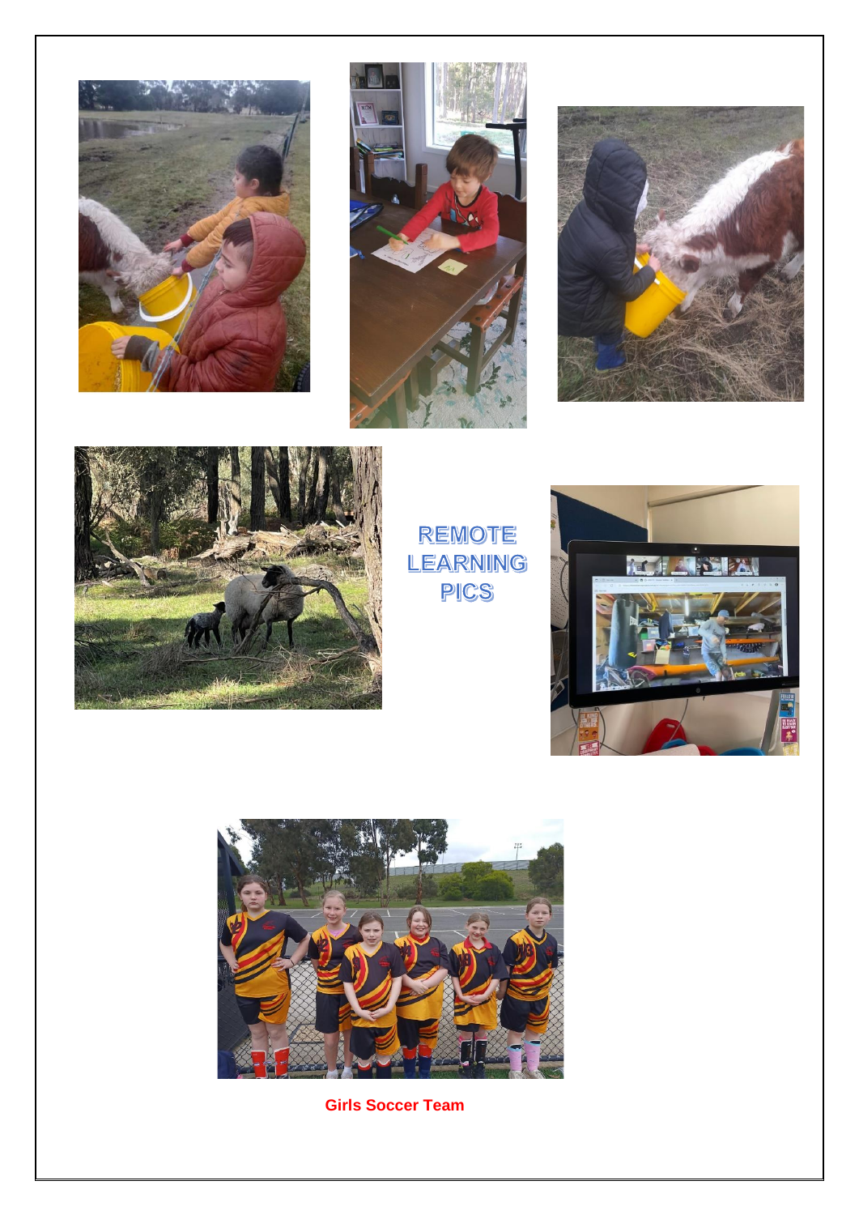## REMOTE LEARNING PICS

**Girls Soccer Team**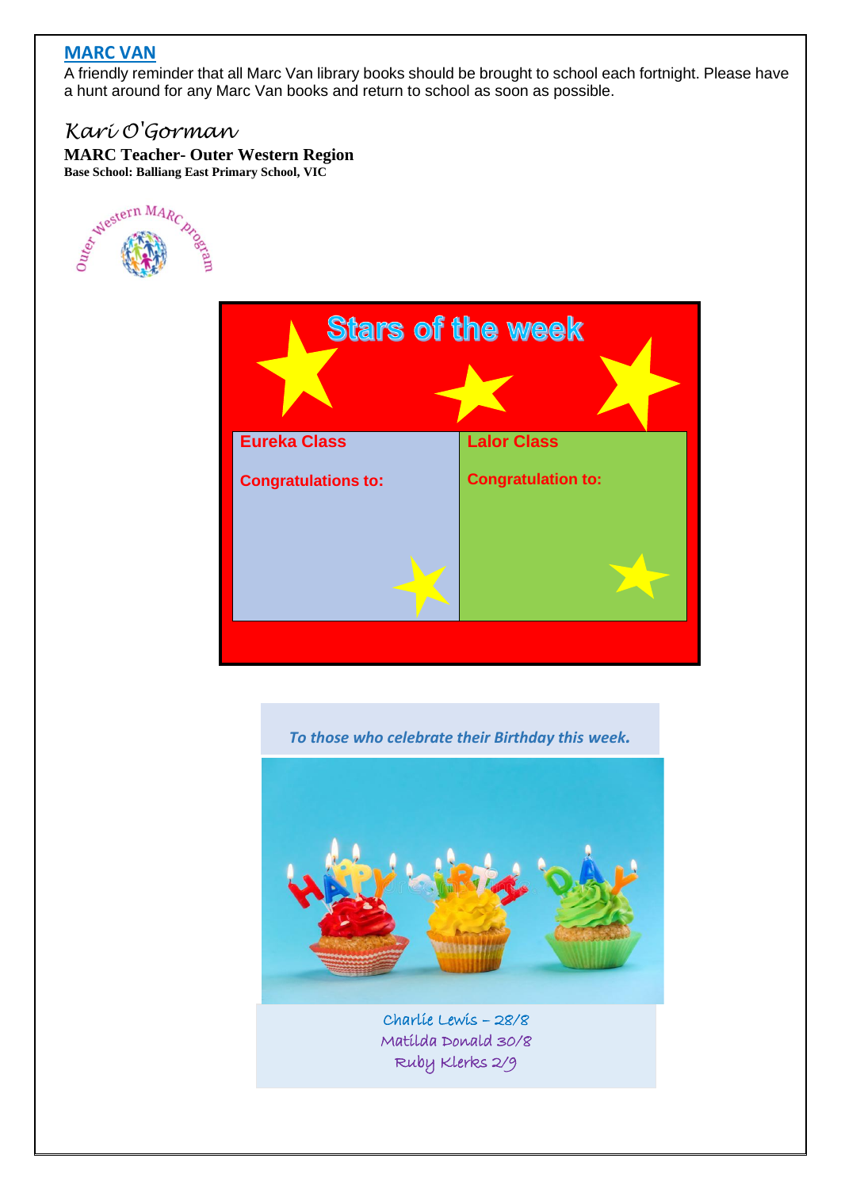## MARC VAN

A friendly reminder that all Marc Van library books should be brought to school each fortnight. Please have a hunt around for any Marc Van books and return to school as soon as possible.

*Kari O'Gorman*

**MARC Teacher- Outer Western Region**

**Base School: Balliang East Primary School, VIC**

## Stars of the week

| Eureka Class | Lalor Class |
|---|---|
| **Congratulations to:** | **Congratulation to:** |

*To those who celebrate their Birthday this week.*

Charlie Lewis – 28/8
Matilda Donald 30/8
Ruby Klerks 2/9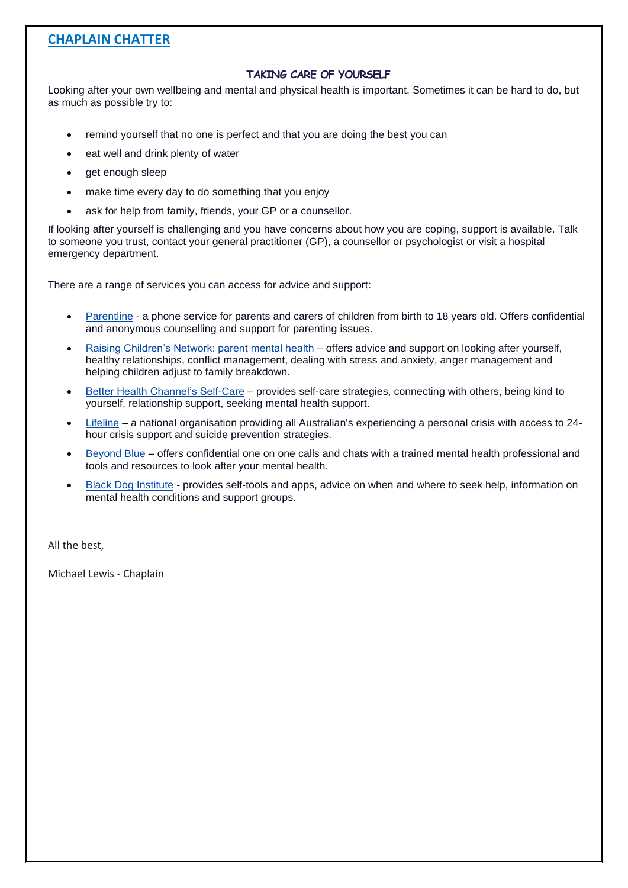## CHAPLAIN CHATTER

### TAKING CARE OF YOURSELF

Looking after your own wellbeing and mental and physical health is important. Sometimes it can be hard to do, but as much as possible try to:

- remind yourself that no one is perfect and that you are doing the best you can
- eat well and drink plenty of water
- get enough sleep
- make time every day to do something that you enjoy
- ask for help from family, friends, your GP or a counsellor.

If looking after yourself is challenging and you have concerns about how you are coping, support is available. Talk to someone you trust, contact your general practitioner (GP), a counsellor or psychologist or visit a hospital emergency department.

There are a range of services you can access for advice and support:

- Parentline - a phone service for parents and carers of children from birth to 18 years old. Offers confidential and anonymous counselling and support for parenting issues.
- Raising Children's Network: parent mental health – offers advice and support on looking after yourself, healthy relationships, conflict management, dealing with stress and anxiety, anger management and helping children adjust to family breakdown.
- Better Health Channel's Self-Care – provides self-care strategies, connecting with others, being kind to yourself, relationship support, seeking mental health support.
- Lifeline – a national organisation providing all Australian's experiencing a personal crisis with access to 24-hour crisis support and suicide prevention strategies.
- Beyond Blue – offers confidential one on one calls and chats with a trained mental health professional and tools and resources to look after your mental health.
- Black Dog Institute - provides self-tools and apps, advice on when and where to seek help, information on mental health conditions and support groups.

All the best,

Michael Lewis - Chaplain